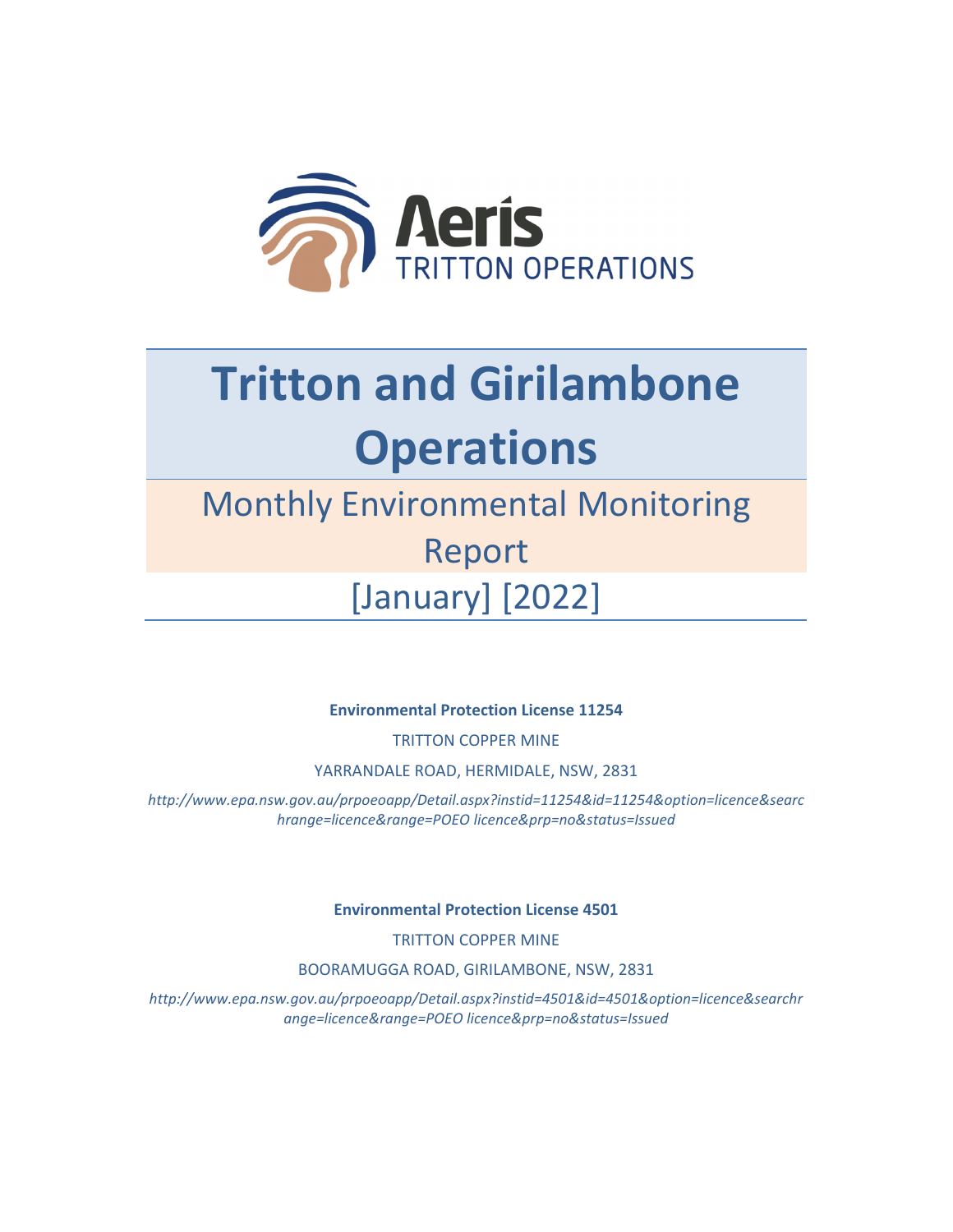Aeris
TRITTON OPERATIONS

# Tritton and Girilambone Operations

## Monthly Environmental Monitoring Report

## [January] [2022]

**Environmental Protection License 11254**

TRITTON COPPER MINE

YARRANDALE ROAD, HERMIDALE, NSW, 2831

*http://www.epa.nsw.gov.au/prpoeoapp/Detail.aspx?instid=11254&id=11254&option=licence&searchrange=licence&range=POEO licence&prp=no&status=Issued*

**Environmental Protection License 4501**

TRITTON COPPER MINE

BOORAMUGGA ROAD, GIRILAMBONE, NSW, 2831

*http://www.epa.nsw.gov.au/prpoeoapp/Detail.aspx?instid=4501&id=4501&option=licence&searchrange=licence&range=POEO licence&prp=no&status=Issued*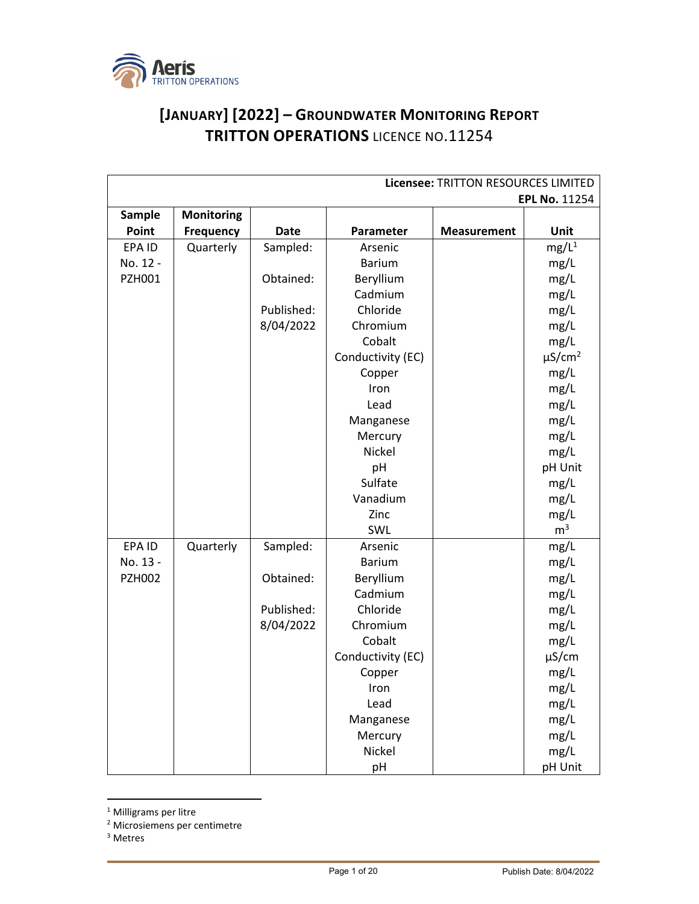# [JANUARY] [2022] – GROUNDWATER MONITORING REPORT
## TRITTON OPERATIONS LICENCE NO.11254

| Licensee: TRITTON RESOURCES LIMITED EPL No. 11254 | | | | | |
|---|---|---|---|---|---|
| **Sample Point** | **Monitoring Frequency** | **Date** | **Parameter** | **Measurement** | **Unit** |
| EPA ID No. 12 - PZH001 | Quarterly | Sampled: | Arsenic | | mg/L[1] |
| | | | Barium | | mg/L |
| | | Obtained: | Beryllium | | mg/L |
| | | | Cadmium | | mg/L |
| | | Published: | Chloride | | mg/L |
| | | 8/04/2022 | Chromium | | mg/L |
| | | | Cobalt | | mg/L |
| | | | Conductivity (EC) | | µS/cm[2] |
| | | | Copper | | mg/L |
| | | | Iron | | mg/L |
| | | | Lead | | mg/L |
| | | | Manganese | | mg/L |
| | | | Mercury | | mg/L |
| | | | Nickel | | mg/L |
| | | | pH | | pH Unit |
| | | | Sulfate | | mg/L |
| | | | Vanadium | | mg/L |
| | | | Zinc | | mg/L |
| | | | SWL | | m[3] |
| EPA ID No. 13 - PZH002 | Quarterly | Sampled: | Arsenic | | mg/L |
| | | | Barium | | mg/L |
| | | Obtained: | Beryllium | | mg/L |
| | | | Cadmium | | mg/L |
| | | Published: | Chloride | | mg/L |
| | | 8/04/2022 | Chromium | | mg/L |
| | | | Cobalt | | mg/L |
| | | | Conductivity (EC) | | µS/cm |
| | | | Copper | | mg/L |
| | | | Iron | | mg/L |
| | | | Lead | | mg/L |
| | | | Manganese | | mg/L |
| | | | Mercury | | mg/L |
| | | | Nickel | | mg/L |
| | | | pH | | pH Unit |

[1] Milligrams per litre
[2] Microsiemens per centimetre
[3] Metres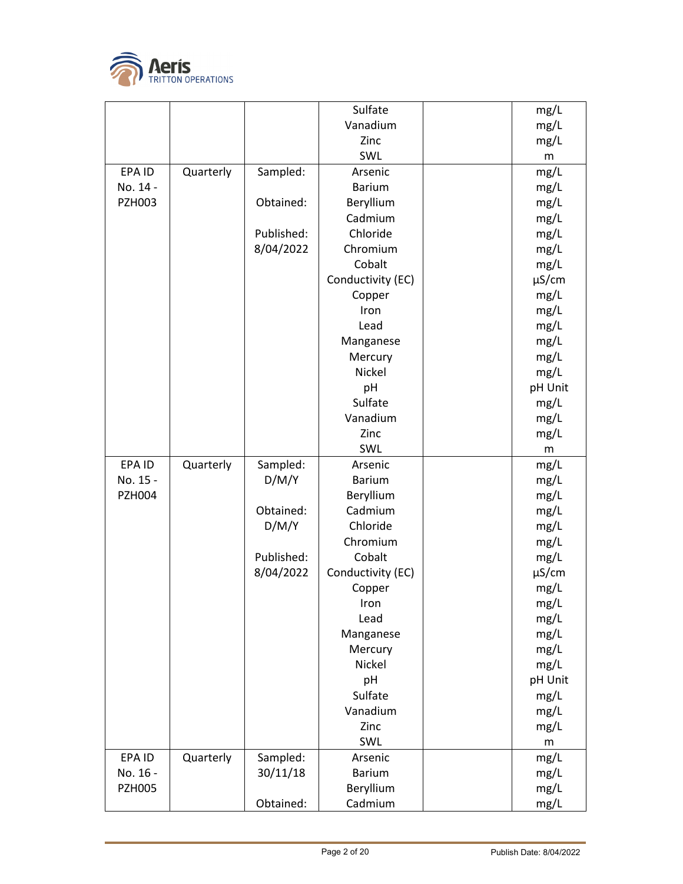| | | | Sulfate<br>Vanadium<br>Zinc<br>SWL | | mg/L<br>mg/L<br>mg/L<br>m |
|---|---|---|---|---|---|
| EPA ID No. 14 - PZH003 | Quarterly | Sampled:<br><br>Obtained:<br><br>Published:<br>8/04/2022 | Arsenic<br>Barium<br>Beryllium<br>Cadmium<br>Chloride<br>Chromium<br>Cobalt<br>Conductivity (EC)<br>Copper<br>Iron<br>Lead<br>Manganese<br>Mercury<br>Nickel<br>pH<br>Sulfate<br>Vanadium<br>Zinc<br>SWL | | mg/L<br>mg/L<br>mg/L<br>mg/L<br>mg/L<br>mg/L<br>mg/L<br>µS/cm<br>mg/L<br>mg/L<br>mg/L<br>mg/L<br>mg/L<br>mg/L<br>pH Unit<br>mg/L<br>mg/L<br>mg/L<br>m |
| EPA ID No. 15 - PZH004 | Quarterly | Sampled:<br>D/M/Y<br><br>Obtained:<br>D/M/Y<br><br>Published:<br>8/04/2022 | Arsenic<br>Barium<br>Beryllium<br>Cadmium<br>Chloride<br>Chromium<br>Cobalt<br>Conductivity (EC)<br>Copper<br>Iron<br>Lead<br>Manganese<br>Mercury<br>Nickel<br>pH<br>Sulfate<br>Vanadium<br>Zinc<br>SWL | | mg/L<br>mg/L<br>mg/L<br>mg/L<br>mg/L<br>mg/L<br>mg/L<br>µS/cm<br>mg/L<br>mg/L<br>mg/L<br>mg/L<br>mg/L<br>mg/L<br>pH Unit<br>mg/L<br>mg/L<br>mg/L<br>m |
| EPA ID No. 16 - PZH005 | Quarterly | Sampled:<br>30/11/18<br><br>Obtained: | Arsenic<br>Barium<br>Beryllium<br>Cadmium | | mg/L<br>mg/L<br>mg/L<br>mg/L |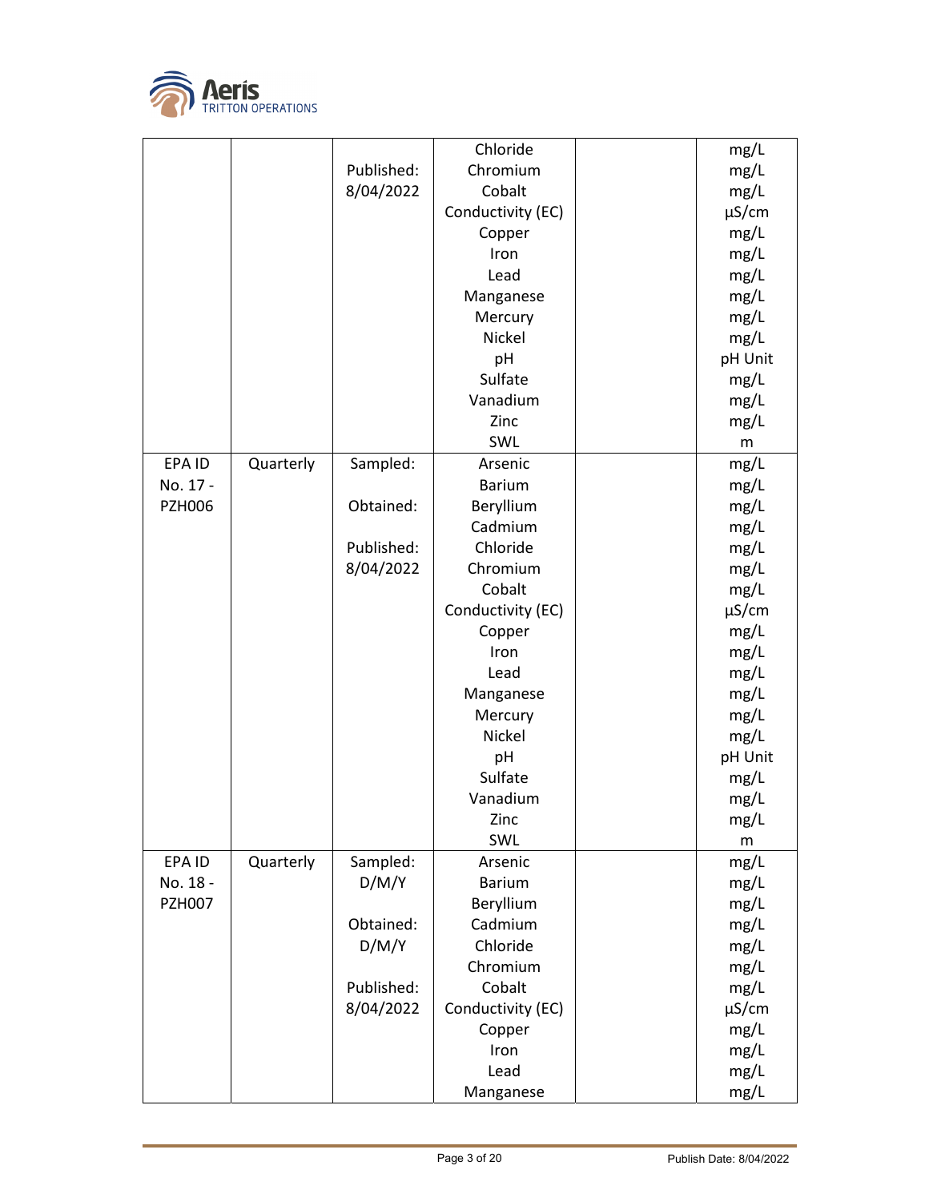| | | | | | |
|---|---|---|---|---|---|
| | | Published: 8/04/2022 | Chloride<br>Chromium<br>Cobalt<br>Conductivity (EC)<br>Copper<br>Iron<br>Lead<br>Manganese<br>Mercury<br>Nickel<br>pH<br>Sulfate<br>Vanadium<br>Zinc<br>SWL | | mg/L<br>mg/L<br>mg/L<br>µS/cm<br>mg/L<br>mg/L<br>mg/L<br>mg/L<br>mg/L<br>mg/L<br>pH Unit<br>mg/L<br>mg/L<br>mg/L<br>m |
| EPA ID No. 17 - PZH006 | Quarterly | Sampled:<br><br>Obtained:<br><br>Published: 8/04/2022 | Arsenic<br>Barium<br>Beryllium<br>Cadmium<br>Chloride<br>Chromium<br>Cobalt<br>Conductivity (EC)<br>Copper<br>Iron<br>Lead<br>Manganese<br>Mercury<br>Nickel<br>pH<br>Sulfate<br>Vanadium<br>Zinc<br>SWL | | mg/L<br>mg/L<br>mg/L<br>mg/L<br>mg/L<br>mg/L<br>mg/L<br>µS/cm<br>mg/L<br>mg/L<br>mg/L<br>mg/L<br>mg/L<br>mg/L<br>pH Unit<br>mg/L<br>mg/L<br>mg/L<br>m |
| EPA ID No. 18 - PZH007 | Quarterly | Sampled: D/M/Y<br><br>Obtained: D/M/Y<br><br>Published: 8/04/2022 | Arsenic<br>Barium<br>Beryllium<br>Cadmium<br>Chloride<br>Chromium<br>Cobalt<br>Conductivity (EC)<br>Copper<br>Iron<br>Lead<br>Manganese | | mg/L<br>mg/L<br>mg/L<br>mg/L<br>mg/L<br>mg/L<br>mg/L<br>µS/cm<br>mg/L<br>mg/L<br>mg/L<br>mg/L |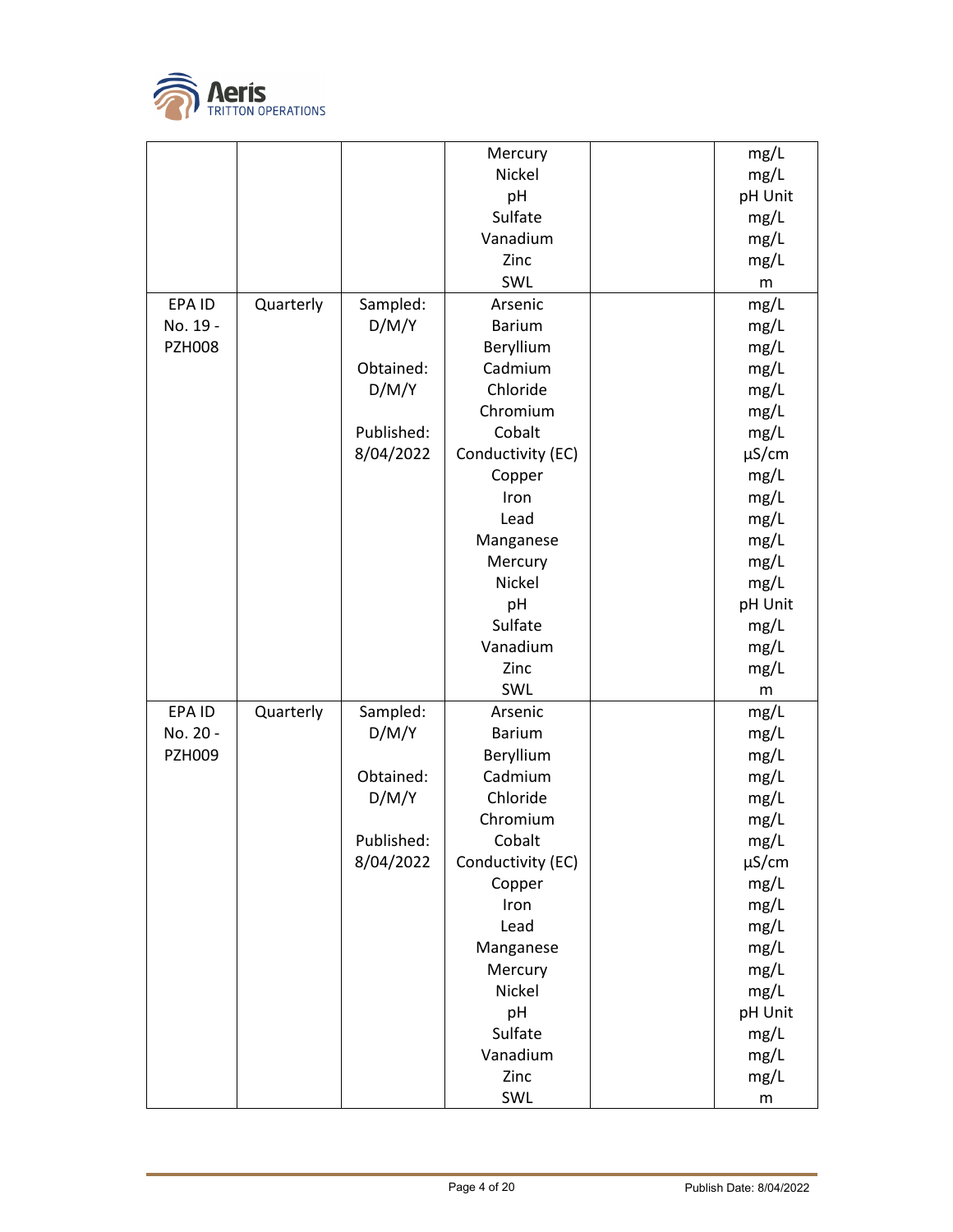|  |  |  | Mercury<br>Nickel<br>pH<br>Sulfate<br>Vanadium<br>Zinc<br>SWL |  | mg/L<br>mg/L<br>pH Unit<br>mg/L<br>mg/L<br>mg/L<br>m |
|---|---|---|---|---|---|
| EPA ID No. 19 - PZH008 | Quarterly | Sampled: D/M/Y<br><br>Obtained: D/M/Y<br><br>Published: 8/04/2022 | Arsenic<br>Barium<br>Beryllium<br>Cadmium<br>Chloride<br>Chromium<br>Cobalt<br>Conductivity (EC)<br>Copper<br>Iron<br>Lead<br>Manganese<br>Mercury<br>Nickel<br>pH<br>Sulfate<br>Vanadium<br>Zinc<br>SWL |  | mg/L<br>mg/L<br>mg/L<br>mg/L<br>mg/L<br>mg/L<br>mg/L<br>µS/cm<br>mg/L<br>mg/L<br>mg/L<br>mg/L<br>mg/L<br>mg/L<br>pH Unit<br>mg/L<br>mg/L<br>mg/L<br>m |
| EPA ID No. 20 - PZH009 | Quarterly | Sampled: D/M/Y<br><br>Obtained: D/M/Y<br><br>Published: 8/04/2022 | Arsenic<br>Barium<br>Beryllium<br>Cadmium<br>Chloride<br>Chromium<br>Cobalt<br>Conductivity (EC)<br>Copper<br>Iron<br>Lead<br>Manganese<br>Mercury<br>Nickel<br>pH<br>Sulfate<br>Vanadium<br>Zinc<br>SWL |  | mg/L<br>mg/L<br>mg/L<br>mg/L<br>mg/L<br>mg/L<br>mg/L<br>µS/cm<br>mg/L<br>mg/L<br>mg/L<br>mg/L<br>mg/L<br>mg/L<br>pH Unit<br>mg/L<br>mg/L<br>mg/L<br>m |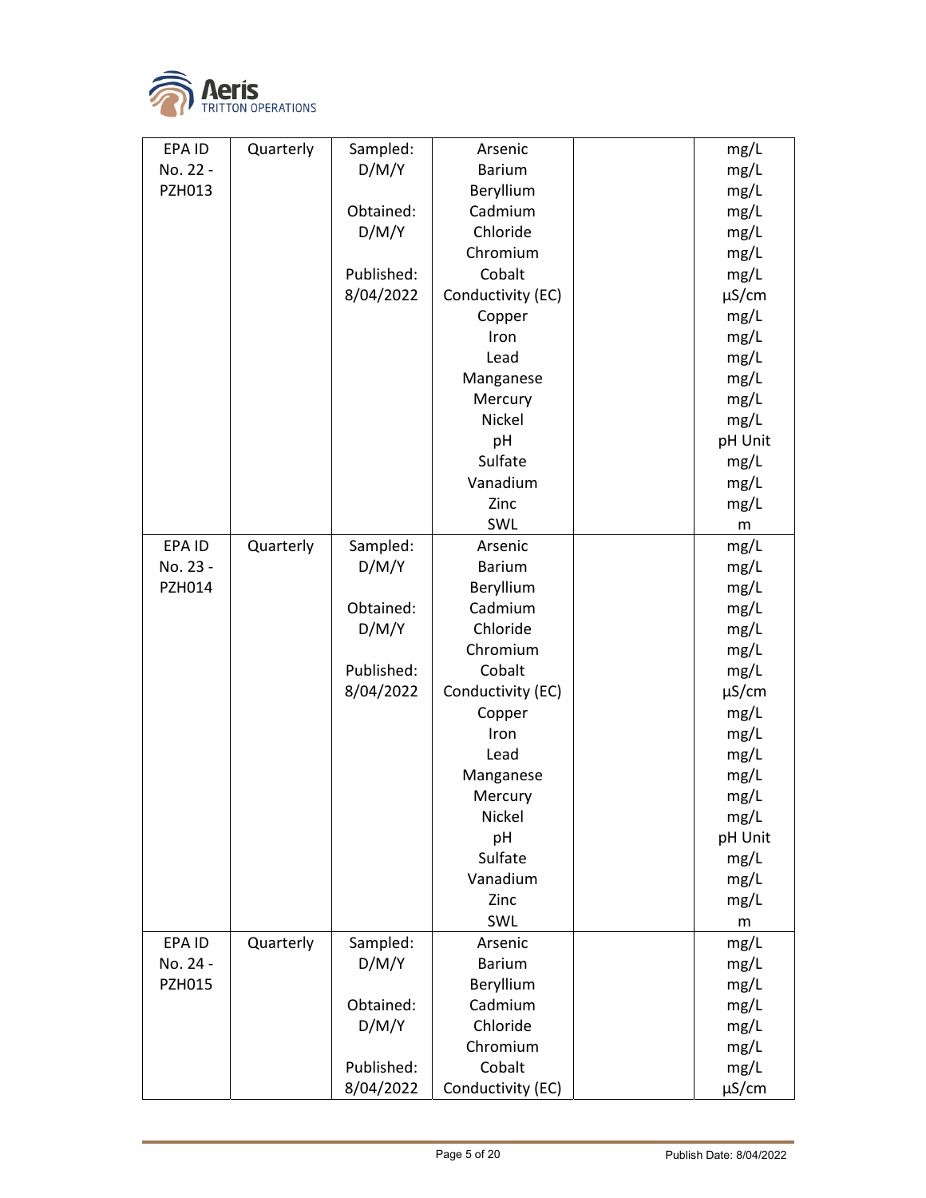| | | | | | |
|---|---|---|---|---|---|
| EPA ID No. 22 - PZH013 | Quarterly | Sampled: D/M/Y<br><br>Obtained: D/M/Y<br><br>Published: 8/04/2022 | Arsenic<br>Barium<br>Beryllium<br>Cadmium<br>Chloride<br>Chromium<br>Cobalt<br>Conductivity (EC)<br>Copper<br>Iron<br>Lead<br>Manganese<br>Mercury<br>Nickel<br>pH<br>Sulfate<br>Vanadium<br>Zinc<br>SWL | | mg/L<br>mg/L<br>mg/L<br>mg/L<br>mg/L<br>mg/L<br>mg/L<br>µS/cm<br>mg/L<br>mg/L<br>mg/L<br>mg/L<br>mg/L<br>mg/L<br>pH Unit<br>mg/L<br>mg/L<br>mg/L<br>m |
| EPA ID No. 23 - PZH014 | Quarterly | Sampled: D/M/Y<br><br>Obtained: D/M/Y<br><br>Published: 8/04/2022 | Arsenic<br>Barium<br>Beryllium<br>Cadmium<br>Chloride<br>Chromium<br>Cobalt<br>Conductivity (EC)<br>Copper<br>Iron<br>Lead<br>Manganese<br>Mercury<br>Nickel<br>pH<br>Sulfate<br>Vanadium<br>Zinc<br>SWL | | mg/L<br>mg/L<br>mg/L<br>mg/L<br>mg/L<br>mg/L<br>mg/L<br>µS/cm<br>mg/L<br>mg/L<br>mg/L<br>mg/L<br>mg/L<br>mg/L<br>pH Unit<br>mg/L<br>mg/L<br>mg/L<br>m |
| EPA ID No. 24 - PZH015 | Quarterly | Sampled: D/M/Y<br><br>Obtained: D/M/Y<br><br>Published: 8/04/2022 | Arsenic<br>Barium<br>Beryllium<br>Cadmium<br>Chloride<br>Chromium<br>Cobalt<br>Conductivity (EC) | | mg/L<br>mg/L<br>mg/L<br>mg/L<br>mg/L<br>mg/L<br>mg/L<br>µS/cm |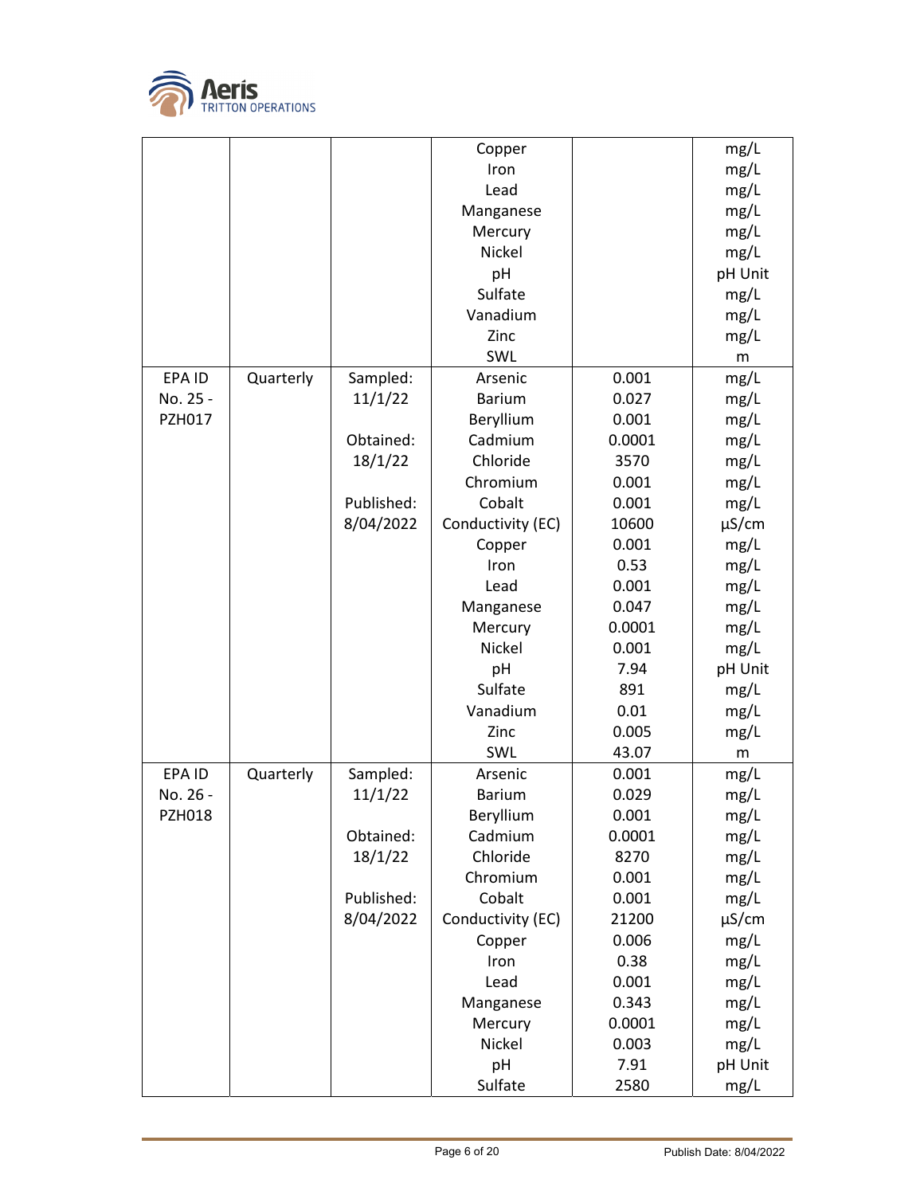| | | | Copper<br>Iron<br>Lead<br>Manganese<br>Mercury<br>Nickel<br>pH<br>Sulfate<br>Vanadium<br>Zinc<br>SWL | | mg/L<br>mg/L<br>mg/L<br>mg/L<br>mg/L<br>mg/L<br>pH Unit<br>mg/L<br>mg/L<br>mg/L<br>m |
|---|---|---|---|---|---|
| EPA ID No. 25 - PZH017 | Quarterly | Sampled: 11/1/22<br><br>Obtained: 18/1/22<br><br>Published: 8/04/2022 | Arsenic<br>Barium<br>Beryllium<br>Cadmium<br>Chloride<br>Chromium<br>Cobalt<br>Conductivity (EC)<br>Copper<br>Iron<br>Lead<br>Manganese<br>Mercury<br>Nickel<br>pH<br>Sulfate<br>Vanadium<br>Zinc<br>SWL | 0.001<br>0.027<br>0.001<br>0.0001<br>3570<br>0.001<br>0.001<br>10600<br>0.001<br>0.53<br>0.001<br>0.047<br>0.0001<br>0.001<br>7.94<br>891<br>0.01<br>0.005<br>43.07 | mg/L<br>mg/L<br>mg/L<br>mg/L<br>mg/L<br>mg/L<br>mg/L<br>µS/cm<br>mg/L<br>mg/L<br>mg/L<br>mg/L<br>mg/L<br>mg/L<br>pH Unit<br>mg/L<br>mg/L<br>mg/L<br>m |
| EPA ID No. 26 - PZH018 | Quarterly | Sampled: 11/1/22<br><br>Obtained: 18/1/22<br><br>Published: 8/04/2022 | Arsenic<br>Barium<br>Beryllium<br>Cadmium<br>Chloride<br>Chromium<br>Cobalt<br>Conductivity (EC)<br>Copper<br>Iron<br>Lead<br>Manganese<br>Mercury<br>Nickel<br>pH<br>Sulfate | 0.001<br>0.029<br>0.001<br>0.0001<br>8270<br>0.001<br>0.001<br>21200<br>0.006<br>0.38<br>0.001<br>0.343<br>0.0001<br>0.003<br>7.91<br>2580 | mg/L<br>mg/L<br>mg/L<br>mg/L<br>mg/L<br>mg/L<br>mg/L<br>µS/cm<br>mg/L<br>mg/L<br>mg/L<br>mg/L<br>mg/L<br>mg/L<br>pH Unit<br>mg/L |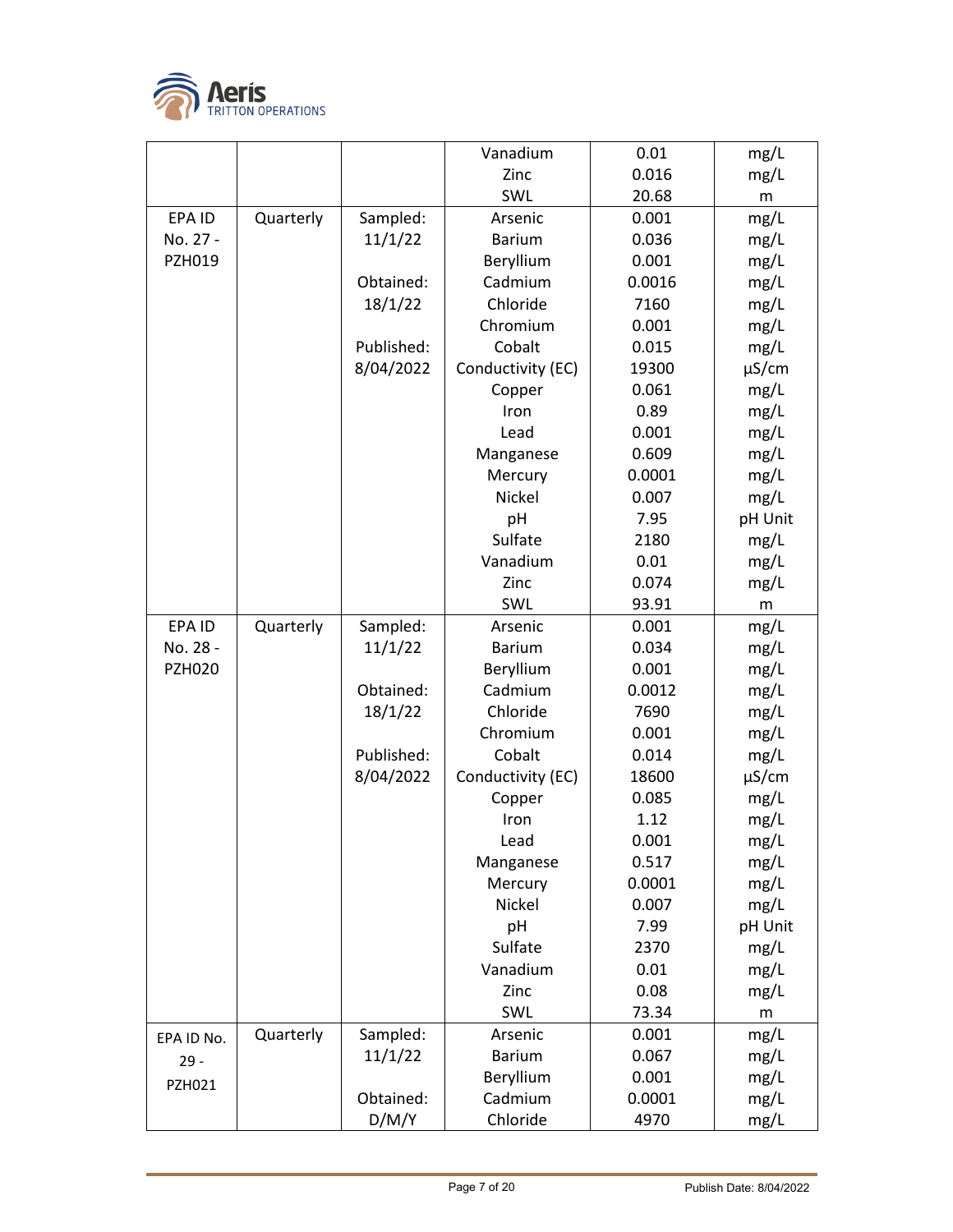| | | | Vanadium | 0.01 | mg/L |
|---|---|---|---|---|---|
| | | | Zinc | 0.016 | mg/L |
| | | | SWL | 20.68 | m |
| EPA ID No. 27 - PZH019 | Quarterly | Sampled: 11/1/22 | Arsenic | 0.001 | mg/L |
| | | | Barium | 0.036 | mg/L |
| | | | Beryllium | 0.001 | mg/L |
| | | Obtained: 18/1/22 | Cadmium | 0.0016 | mg/L |
| | | | Chloride | 7160 | mg/L |
| | | | Chromium | 0.001 | mg/L |
| | | Published: 8/04/2022 | Cobalt | 0.015 | mg/L |
| | | | Conductivity (EC) | 19300 | µS/cm |
| | | | Copper | 0.061 | mg/L |
| | | | Iron | 0.89 | mg/L |
| | | | Lead | 0.001 | mg/L |
| | | | Manganese | 0.609 | mg/L |
| | | | Mercury | 0.0001 | mg/L |
| | | | Nickel | 0.007 | mg/L |
| | | | pH | 7.95 | pH Unit |
| | | | Sulfate | 2180 | mg/L |
| | | | Vanadium | 0.01 | mg/L |
| | | | Zinc | 0.074 | mg/L |
| | | | SWL | 93.91 | m |
| EPA ID No. 28 - PZH020 | Quarterly | Sampled: 11/1/22 | Arsenic | 0.001 | mg/L |
| | | | Barium | 0.034 | mg/L |
| | | | Beryllium | 0.001 | mg/L |
| | | Obtained: 18/1/22 | Cadmium | 0.0012 | mg/L |
| | | | Chloride | 7690 | mg/L |
| | | | Chromium | 0.001 | mg/L |
| | | Published: 8/04/2022 | Cobalt | 0.014 | mg/L |
| | | | Conductivity (EC) | 18600 | µS/cm |
| | | | Copper | 0.085 | mg/L |
| | | | Iron | 1.12 | mg/L |
| | | | Lead | 0.001 | mg/L |
| | | | Manganese | 0.517 | mg/L |
| | | | Mercury | 0.0001 | mg/L |
| | | | Nickel | 0.007 | mg/L |
| | | | pH | 7.99 | pH Unit |
| | | | Sulfate | 2370 | mg/L |
| | | | Vanadium | 0.01 | mg/L |
| | | | Zinc | 0.08 | mg/L |
| | | | SWL | 73.34 | m |
| EPA ID No. 29 - PZH021 | Quarterly | Sampled: 11/1/22 | Arsenic | 0.001 | mg/L |
| | | | Barium | 0.067 | mg/L |
| | | | Beryllium | 0.001 | mg/L |
| | | Obtained: D/M/Y | Cadmium | 0.0001 | mg/L |
| | | | Chloride | 4970 | mg/L |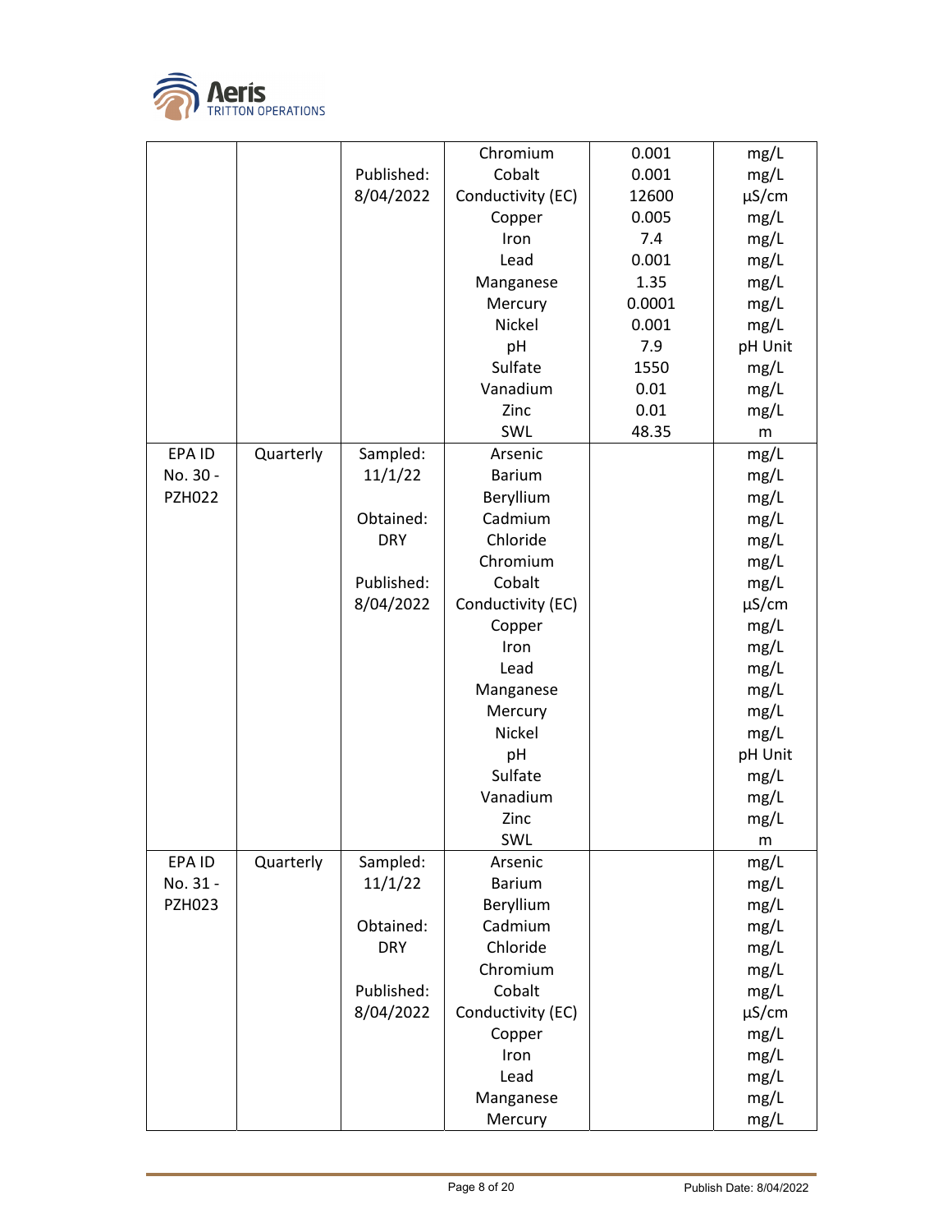| | | | Chromium | 0.001 | mg/L |
|---|---|---|---|---|---|
| | | Published: | Cobalt | 0.001 | mg/L |
| | | 8/04/2022 | Conductivity (EC) | 12600 | µS/cm |
| | | | Copper | 0.005 | mg/L |
| | | | Iron | 7.4 | mg/L |
| | | | Lead | 0.001 | mg/L |
| | | | Manganese | 1.35 | mg/L |
| | | | Mercury | 0.0001 | mg/L |
| | | | Nickel | 0.001 | mg/L |
| | | | pH | 7.9 | pH Unit |
| | | | Sulfate | 1550 | mg/L |
| | | | Vanadium | 0.01 | mg/L |
| | | | Zinc | 0.01 | mg/L |
| | | | SWL | 48.35 | m |
| EPA ID No. 30 - PZH022 | Quarterly | Sampled: 11/1/22<br><br>Obtained: DRY<br><br>Published: 8/04/2022 | Arsenic<br>Barium<br>Beryllium<br>Cadmium<br>Chloride<br>Chromium<br>Cobalt<br>Conductivity (EC)<br>Copper<br>Iron<br>Lead<br>Manganese<br>Mercury<br>Nickel<br>pH<br>Sulfate<br>Vanadium<br>Zinc<br>SWL | | mg/L<br>mg/L<br>mg/L<br>mg/L<br>mg/L<br>mg/L<br>mg/L<br>µS/cm<br>mg/L<br>mg/L<br>mg/L<br>mg/L<br>mg/L<br>mg/L<br>pH Unit<br>mg/L<br>mg/L<br>mg/L<br>m |
| EPA ID No. 31 - PZH023 | Quarterly | Sampled: 11/1/22<br><br>Obtained: DRY<br><br>Published: 8/04/2022 | Arsenic<br>Barium<br>Beryllium<br>Cadmium<br>Chloride<br>Chromium<br>Cobalt<br>Conductivity (EC)<br>Copper<br>Iron<br>Lead<br>Manganese<br>Mercury | | mg/L<br>mg/L<br>mg/L<br>mg/L<br>mg/L<br>mg/L<br>mg/L<br>µS/cm<br>mg/L<br>mg/L<br>mg/L<br>mg/L<br>mg/L |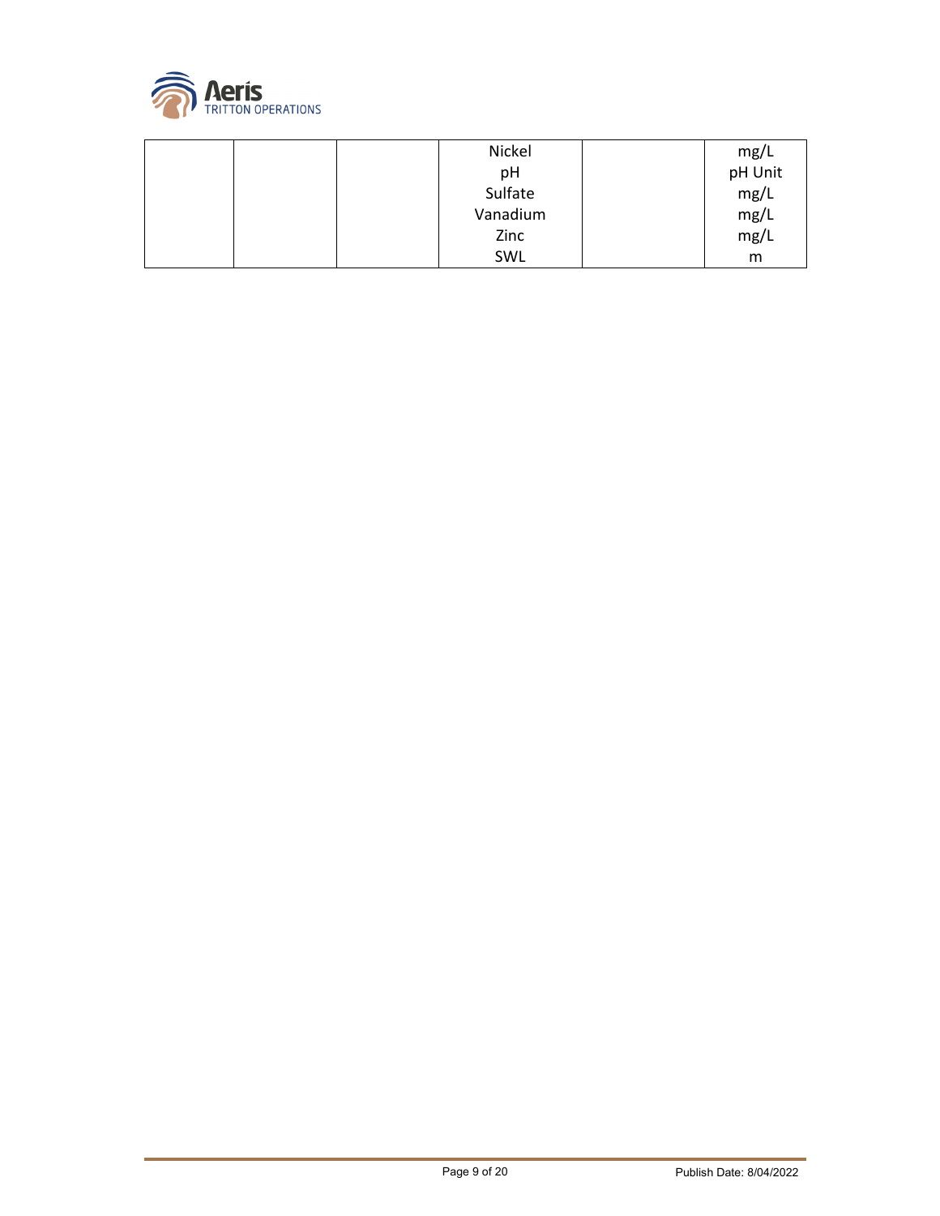|  |  |  |  |  |  |
|---|---|---|---|---|---|
|  |  |  | Nickel<br>pH<br>Sulfate<br>Vanadium<br>Zinc<br>SWL |  | mg/L<br>pH Unit<br>mg/L<br>mg/L<br>mg/L<br>m |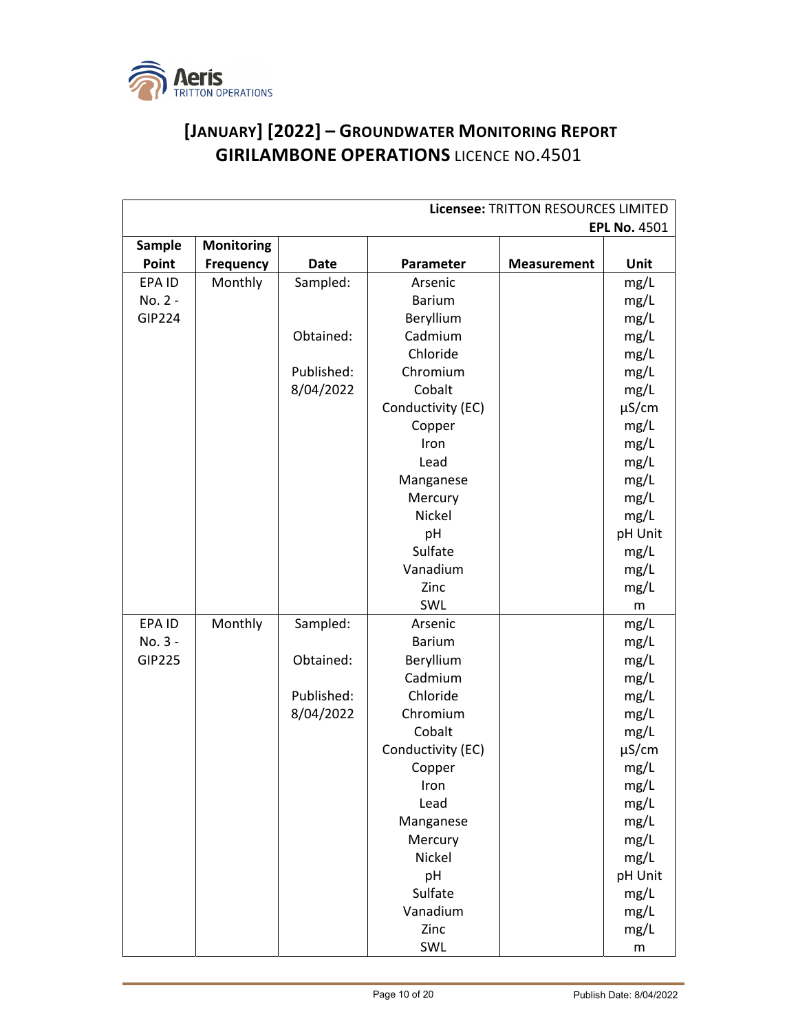# [JANUARY] [2022] – GROUNDWATER MONITORING REPORT
# GIRILAMBONE OPERATIONS LICENCE NO.4501

| Licensee: TRITTON RESOURCES LIMITED EPL No. 4501 | | | | | |
|---|---|---|---|---|---|
| **Sample Point** | **Monitoring Frequency** | **Date** | **Parameter** | **Measurement** | **Unit** |
| EPA ID No. 2 - GIP224 | Monthly | Sampled: | Arsenic | | mg/L |
| | | | Barium | | mg/L |
| | | | Beryllium | | mg/L |
| | | Obtained: | Cadmium | | mg/L |
| | | | Chloride | | mg/L |
| | | Published: | Chromium | | mg/L |
| | | 8/04/2022 | Cobalt | | mg/L |
| | | | Conductivity (EC) | | µS/cm |
| | | | Copper | | mg/L |
| | | | Iron | | mg/L |
| | | | Lead | | mg/L |
| | | | Manganese | | mg/L |
| | | | Mercury | | mg/L |
| | | | Nickel | | mg/L |
| | | | pH | | pH Unit |
| | | | Sulfate | | mg/L |
| | | | Vanadium | | mg/L |
| | | | Zinc | | mg/L |
| | | | SWL | | m |
| EPA ID No. 3 - GIP225 | Monthly | Sampled: | Arsenic | | mg/L |
| | | | Barium | | mg/L |
| | | Obtained: | Beryllium | | mg/L |
| | | | Cadmium | | mg/L |
| | | Published: | Chloride | | mg/L |
| | | 8/04/2022 | Chromium | | mg/L |
| | | | Cobalt | | mg/L |
| | | | Conductivity (EC) | | µS/cm |
| | | | Copper | | mg/L |
| | | | Iron | | mg/L |
| | | | Lead | | mg/L |
| | | | Manganese | | mg/L |
| | | | Mercury | | mg/L |
| | | | Nickel | | mg/L |
| | | | pH | | pH Unit |
| | | | Sulfate | | mg/L |
| | | | Vanadium | | mg/L |
| | | | Zinc | | mg/L |
| | | | SWL | | m |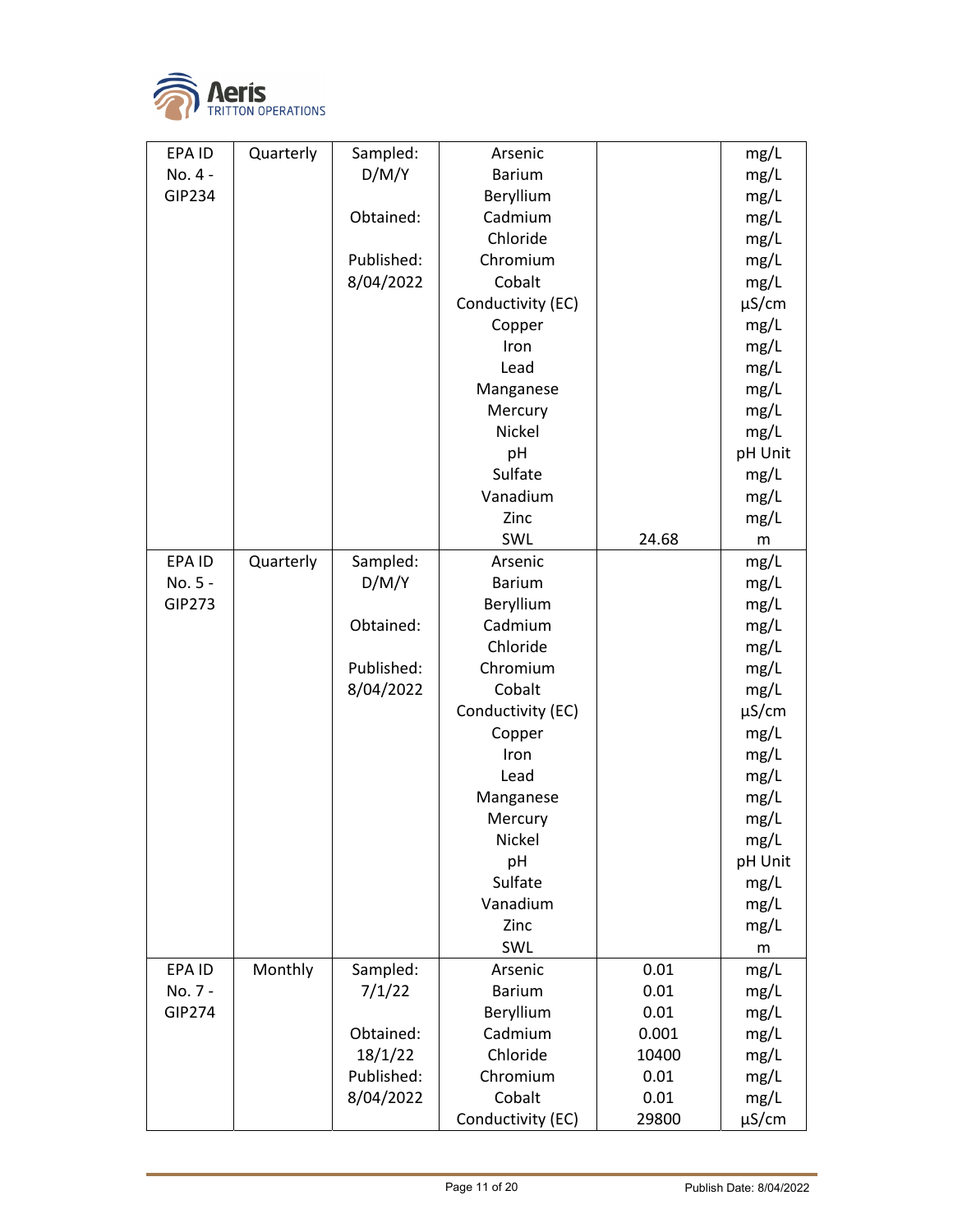| EPA ID No. 4 - GIP234 | Quarterly | Sampled: D/M/Y<br><br>Obtained:<br><br>Published: 8/04/2022 | Arsenic | | mg/L |
|---|---|---|---|---|---|
| | | | Barium | | mg/L |
| | | | Beryllium | | mg/L |
| | | | Cadmium | | mg/L |
| | | | Chloride | | mg/L |
| | | | Chromium | | mg/L |
| | | | Cobalt | | mg/L |
| | | | Conductivity (EC) | | µS/cm |
| | | | Copper | | mg/L |
| | | | Iron | | mg/L |
| | | | Lead | | mg/L |
| | | | Manganese | | mg/L |
| | | | Mercury | | mg/L |
| | | | Nickel | | mg/L |
| | | | pH | | pH Unit |
| | | | Sulfate | | mg/L |
| | | | Vanadium | | mg/L |
| | | | Zinc | | mg/L |
| | | | SWL | 24.68 | m |
| EPA ID No. 5 - GIP273 | Quarterly | Sampled: D/M/Y<br><br>Obtained:<br><br>Published: 8/04/2022 | Arsenic | | mg/L |
| | | | Barium | | mg/L |
| | | | Beryllium | | mg/L |
| | | | Cadmium | | mg/L |
| | | | Chloride | | mg/L |
| | | | Chromium | | mg/L |
| | | | Cobalt | | mg/L |
| | | | Conductivity (EC) | | µS/cm |
| | | | Copper | | mg/L |
| | | | Iron | | mg/L |
| | | | Lead | | mg/L |
| | | | Manganese | | mg/L |
| | | | Mercury | | mg/L |
| | | | Nickel | | mg/L |
| | | | pH | | pH Unit |
| | | | Sulfate | | mg/L |
| | | | Vanadium | | mg/L |
| | | | Zinc | | mg/L |
| | | | SWL | | m |
| EPA ID No. 7 - GIP274 | Monthly | Sampled: 7/1/22<br><br>Obtained: 18/1/22<br>Published: 8/04/2022 | Arsenic | 0.01 | mg/L |
| | | | Barium | 0.01 | mg/L |
| | | | Beryllium | 0.01 | mg/L |
| | | | Cadmium | 0.001 | mg/L |
| | | | Chloride | 10400 | mg/L |
| | | | Chromium | 0.01 | mg/L |
| | | | Cobalt | 0.01 | mg/L |
| | | | Conductivity (EC) | 29800 | µS/cm |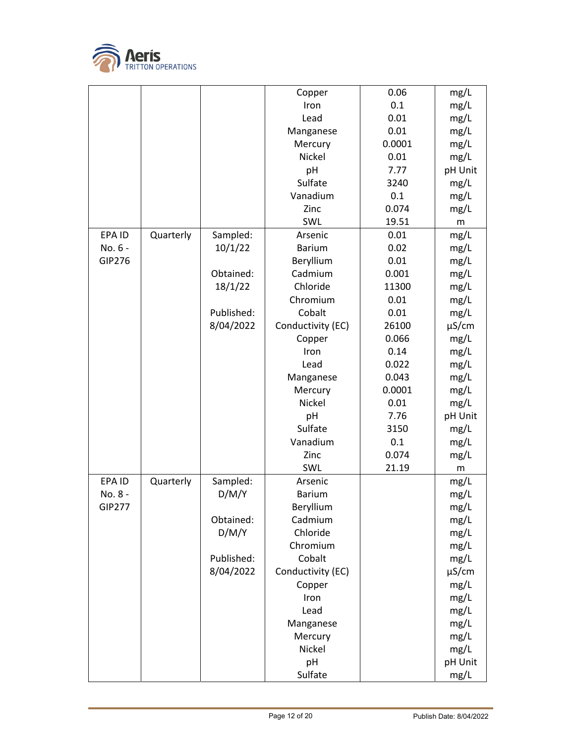| | | | Copper | 0.06 | mg/L |
|---|---|---|---|---|---|
| | | | Iron | 0.1 | mg/L |
| | | | Lead | 0.01 | mg/L |
| | | | Manganese | 0.01 | mg/L |
| | | | Mercury | 0.0001 | mg/L |
| | | | Nickel | 0.01 | mg/L |
| | | | pH | 7.77 | pH Unit |
| | | | Sulfate | 3240 | mg/L |
| | | | Vanadium | 0.1 | mg/L |
| | | | Zinc | 0.074 | mg/L |
| | | | SWL | 19.51 | m |
| EPA ID No. 6 - GIP276 | Quarterly | Sampled: 10/1/22 | Arsenic | 0.01 | mg/L |
| | | | Barium | 0.02 | mg/L |
| | | | Beryllium | 0.01 | mg/L |
| | | Obtained: 18/1/22 | Cadmium | 0.001 | mg/L |
| | | | Chloride | 11300 | mg/L |
| | | | Chromium | 0.01 | mg/L |
| | | Published: 8/04/2022 | Cobalt | 0.01 | mg/L |
| | | | Conductivity (EC) | 26100 | µS/cm |
| | | | Copper | 0.066 | mg/L |
| | | | Iron | 0.14 | mg/L |
| | | | Lead | 0.022 | mg/L |
| | | | Manganese | 0.043 | mg/L |
| | | | Mercury | 0.0001 | mg/L |
| | | | Nickel | 0.01 | mg/L |
| | | | pH | 7.76 | pH Unit |
| | | | Sulfate | 3150 | mg/L |
| | | | Vanadium | 0.1 | mg/L |
| | | | Zinc | 0.074 | mg/L |
| | | | SWL | 21.19 | m |
| EPA ID No. 8 - GIP277 | Quarterly | Sampled: D/M/Y | Arsenic | | mg/L |
| | | | Barium | | mg/L |
| | | | Beryllium | | mg/L |
| | | Obtained: D/M/Y | Cadmium | | mg/L |
| | | | Chloride | | mg/L |
| | | | Chromium | | mg/L |
| | | Published: 8/04/2022 | Cobalt | | mg/L |
| | | | Conductivity (EC) | | µS/cm |
| | | | Copper | | mg/L |
| | | | Iron | | mg/L |
| | | | Lead | | mg/L |
| | | | Manganese | | mg/L |
| | | | Mercury | | mg/L |
| | | | Nickel | | mg/L |
| | | | pH | | pH Unit |
| | | | Sulfate | | mg/L |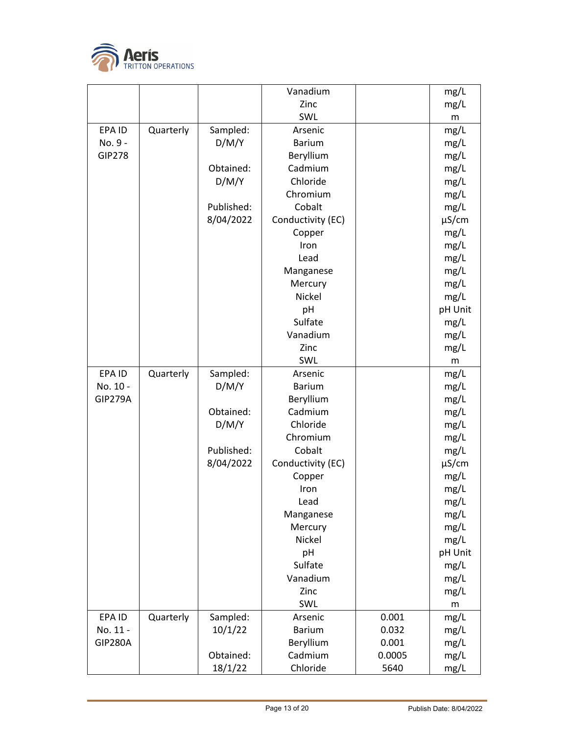| | | | Vanadium | | mg/L |
|---|---|---|---|---|---|
| | | | Zinc | | mg/L |
| | | | SWL | | m |
| EPA ID No. 9 - GIP278 | Quarterly | Sampled: D/M/Y | Arsenic | | mg/L |
| | | | Barium | | mg/L |
| | | | Beryllium | | mg/L |
| | | Obtained: D/M/Y | Cadmium | | mg/L |
| | | | Chloride | | mg/L |
| | | | Chromium | | mg/L |
| | | Published: 8/04/2022 | Cobalt | | mg/L |
| | | | Conductivity (EC) | | µS/cm |
| | | | Copper | | mg/L |
| | | | Iron | | mg/L |
| | | | Lead | | mg/L |
| | | | Manganese | | mg/L |
| | | | Mercury | | mg/L |
| | | | Nickel | | mg/L |
| | | | pH | | pH Unit |
| | | | Sulfate | | mg/L |
| | | | Vanadium | | mg/L |
| | | | Zinc | | mg/L |
| | | | SWL | | m |
| EPA ID No. 10 - GIP279A | Quarterly | Sampled: D/M/Y | Arsenic | | mg/L |
| | | | Barium | | mg/L |
| | | | Beryllium | | mg/L |
| | | Obtained: D/M/Y | Cadmium | | mg/L |
| | | | Chloride | | mg/L |
| | | | Chromium | | mg/L |
| | | Published: 8/04/2022 | Cobalt | | mg/L |
| | | | Conductivity (EC) | | µS/cm |
| | | | Copper | | mg/L |
| | | | Iron | | mg/L |
| | | | Lead | | mg/L |
| | | | Manganese | | mg/L |
| | | | Mercury | | mg/L |
| | | | Nickel | | mg/L |
| | | | pH | | pH Unit |
| | | | Sulfate | | mg/L |
| | | | Vanadium | | mg/L |
| | | | Zinc | | mg/L |
| | | | SWL | | m |
| EPA ID No. 11 - GIP280A | Quarterly | Sampled: 10/1/22 | Arsenic | 0.001 | mg/L |
| | | | Barium | 0.032 | mg/L |
| | | | Beryllium | 0.001 | mg/L |
| | | Obtained: 18/1/22 | Cadmium | 0.0005 | mg/L |
| | | | Chloride | 5640 | mg/L |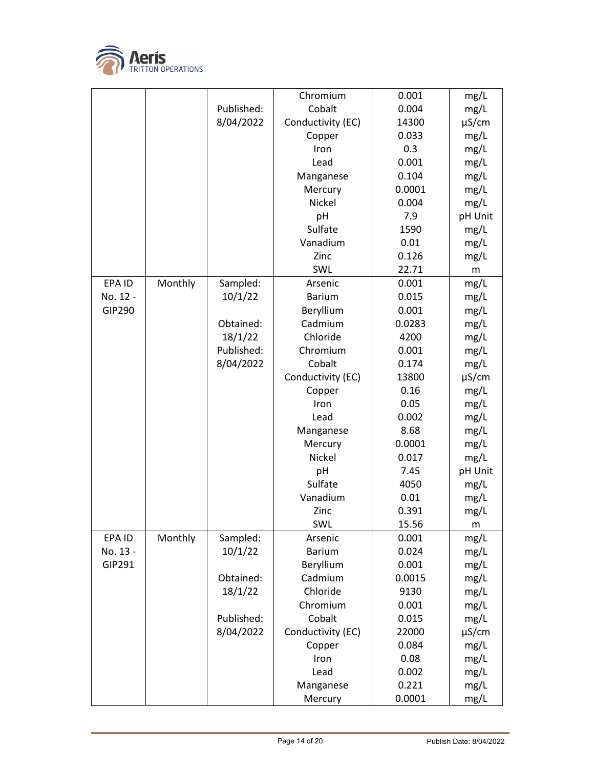|  |  |  |  |  |  |
|---|---|---|---|---|---|
|  |  | Published: 8/04/2022 | Chromium | 0.001 | mg/L |
|  |  |  | Cobalt | 0.004 | mg/L |
|  |  |  | Conductivity (EC) | 14300 | µS/cm |
|  |  |  | Copper | 0.033 | mg/L |
|  |  |  | Iron | 0.3 | mg/L |
|  |  |  | Lead | 0.001 | mg/L |
|  |  |  | Manganese | 0.104 | mg/L |
|  |  |  | Mercury | 0.0001 | mg/L |
|  |  |  | Nickel | 0.004 | mg/L |
|  |  |  | pH | 7.9 | pH Unit |
|  |  |  | Sulfate | 1590 | mg/L |
|  |  |  | Vanadium | 0.01 | mg/L |
|  |  |  | Zinc | 0.126 | mg/L |
|  |  |  | SWL | 22.71 | m |
| EPA ID No. 12 - GIP290 | Monthly | Sampled: 10/1/22 | Arsenic | 0.001 | mg/L |
|  |  |  | Barium | 0.015 | mg/L |
|  |  |  | Beryllium | 0.001 | mg/L |
|  |  | Obtained: 18/1/22 | Cadmium | 0.0283 | mg/L |
|  |  |  | Chloride | 4200 | mg/L |
|  |  | Published: 8/04/2022 | Chromium | 0.001 | mg/L |
|  |  |  | Cobalt | 0.174 | mg/L |
|  |  |  | Conductivity (EC) | 13800 | µS/cm |
|  |  |  | Copper | 0.16 | mg/L |
|  |  |  | Iron | 0.05 | mg/L |
|  |  |  | Lead | 0.002 | mg/L |
|  |  |  | Manganese | 8.68 | mg/L |
|  |  |  | Mercury | 0.0001 | mg/L |
|  |  |  | Nickel | 0.017 | mg/L |
|  |  |  | pH | 7.45 | pH Unit |
|  |  |  | Sulfate | 4050 | mg/L |
|  |  |  | Vanadium | 0.01 | mg/L |
|  |  |  | Zinc | 0.391 | mg/L |
|  |  |  | SWL | 15.56 | m |
| EPA ID No. 13 - GIP291 | Monthly | Sampled: 10/1/22 | Arsenic | 0.001 | mg/L |
|  |  |  | Barium | 0.024 | mg/L |
|  |  |  | Beryllium | 0.001 | mg/L |
|  |  | Obtained: 18/1/22 | Cadmium | 0.0015 | mg/L |
|  |  |  | Chloride | 9130 | mg/L |
|  |  |  | Chromium | 0.001 | mg/L |
|  |  | Published: 8/04/2022 | Cobalt | 0.015 | mg/L |
|  |  |  | Conductivity (EC) | 22000 | µS/cm |
|  |  |  | Copper | 0.084 | mg/L |
|  |  |  | Iron | 0.08 | mg/L |
|  |  |  | Lead | 0.002 | mg/L |
|  |  |  | Manganese | 0.221 | mg/L |
|  |  |  | Mercury | 0.0001 | mg/L |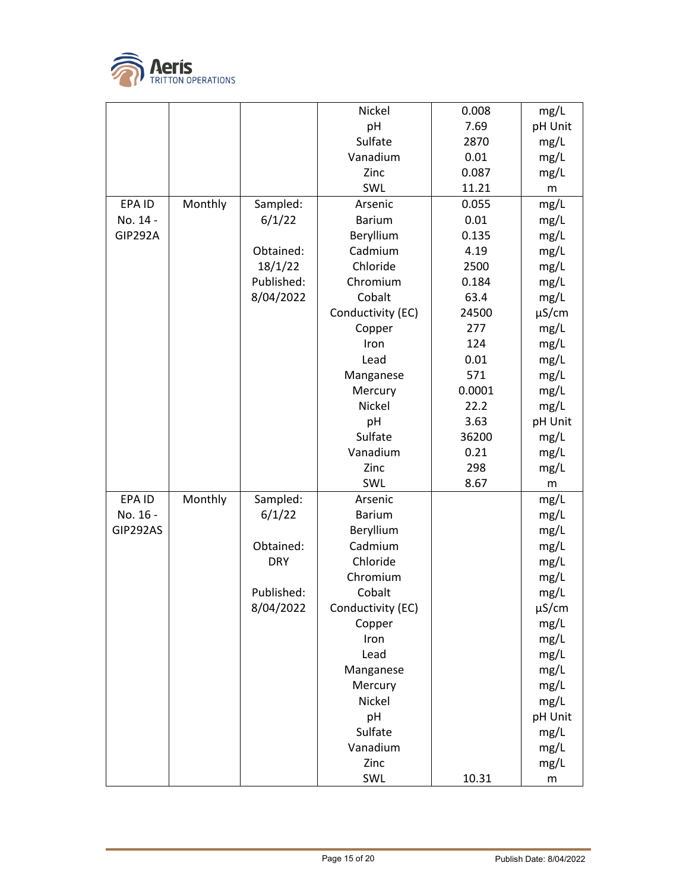| | | | Nickel | 0.008 | mg/L |
|---|---|---|---|---|---|
| | | | pH | 7.69 | pH Unit |
| | | | Sulfate | 2870 | mg/L |
| | | | Vanadium | 0.01 | mg/L |
| | | | Zinc | 0.087 | mg/L |
| | | | SWL | 11.21 | m |
| EPA ID No. 14 - GIP292A | Monthly | Sampled: 6/1/22 | Arsenic | 0.055 | mg/L |
| | | | Barium | 0.01 | mg/L |
| | | | Beryllium | 0.135 | mg/L |
| | | Obtained: 18/1/22 | Cadmium | 4.19 | mg/L |
| | | | Chloride | 2500 | mg/L |
| | | Published: 8/04/2022 | Chromium | 0.184 | mg/L |
| | | | Cobalt | 63.4 | mg/L |
| | | | Conductivity (EC) | 24500 | µS/cm |
| | | | Copper | 277 | mg/L |
| | | | Iron | 124 | mg/L |
| | | | Lead | 0.01 | mg/L |
| | | | Manganese | 571 | mg/L |
| | | | Mercury | 0.0001 | mg/L |
| | | | Nickel | 22.2 | mg/L |
| | | | pH | 3.63 | pH Unit |
| | | | Sulfate | 36200 | mg/L |
| | | | Vanadium | 0.21 | mg/L |
| | | | Zinc | 298 | mg/L |
| | | | SWL | 8.67 | m |
| EPA ID No. 16 - GIP292AS | Monthly | Sampled: 6/1/22 | Arsenic | | mg/L |
| | | | Barium | | mg/L |
| | | | Beryllium | | mg/L |
| | | Obtained: DRY | Cadmium | | mg/L |
| | | | Chloride | | mg/L |
| | | | Chromium | | mg/L |
| | | Published: 8/04/2022 | Cobalt | | mg/L |
| | | | Conductivity (EC) | | µS/cm |
| | | | Copper | | mg/L |
| | | | Iron | | mg/L |
| | | | Lead | | mg/L |
| | | | Manganese | | mg/L |
| | | | Mercury | | mg/L |
| | | | Nickel | | mg/L |
| | | | pH | | pH Unit |
| | | | Sulfate | | mg/L |
| | | | Vanadium | | mg/L |
| | | | Zinc | | mg/L |
| | | | SWL | 10.31 | m |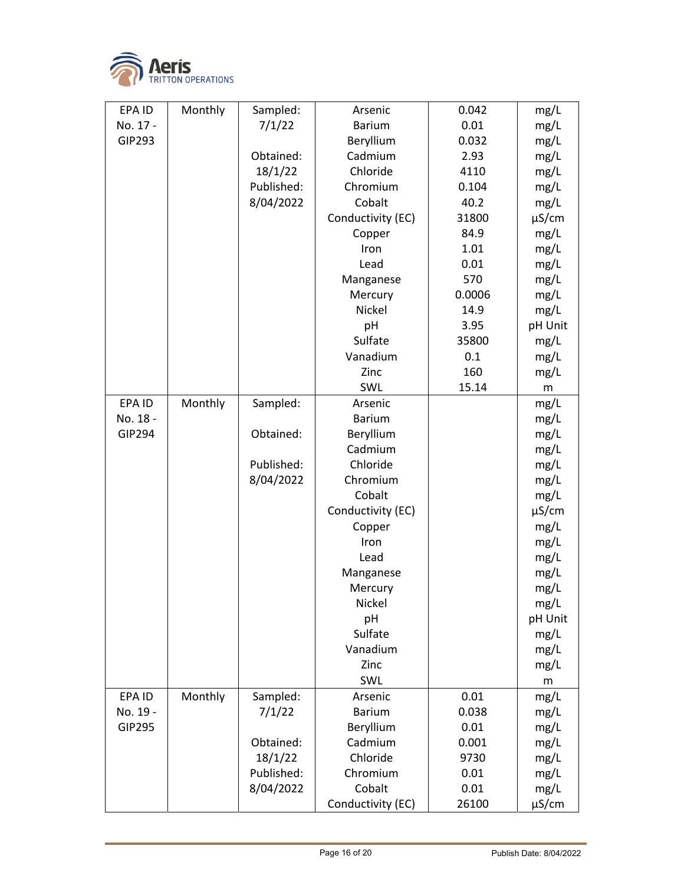| EPA ID No. 17 - GIP293 | Monthly | Sampled: 7/1/22<br><br>Obtained: 18/1/22<br>Published: 8/04/2022 | Arsenic | 0.042 | mg/L |
|---|---|---|---|---|---|
| | | | Barium | 0.01 | mg/L |
| | | | Beryllium | 0.032 | mg/L |
| | | | Cadmium | 2.93 | mg/L |
| | | | Chloride | 4110 | mg/L |
| | | | Chromium | 0.104 | mg/L |
| | | | Cobalt | 40.2 | mg/L |
| | | | Conductivity (EC) | 31800 | µS/cm |
| | | | Copper | 84.9 | mg/L |
| | | | Iron | 1.01 | mg/L |
| | | | Lead | 0.01 | mg/L |
| | | | Manganese | 570 | mg/L |
| | | | Mercury | 0.0006 | mg/L |
| | | | Nickel | 14.9 | mg/L |
| | | | pH | 3.95 | pH Unit |
| | | | Sulfate | 35800 | mg/L |
| | | | Vanadium | 0.1 | mg/L |
| | | | Zinc | 160 | mg/L |
| | | | SWL | 15.14 | m |
| EPA ID No. 18 - GIP294 | Monthly | Sampled:<br><br>Obtained:<br><br>Published: 8/04/2022 | Arsenic | | mg/L |
| | | | Barium | | mg/L |
| | | | Beryllium | | mg/L |
| | | | Cadmium | | mg/L |
| | | | Chloride | | mg/L |
| | | | Chromium | | mg/L |
| | | | Cobalt | | mg/L |
| | | | Conductivity (EC) | | µS/cm |
| | | | Copper | | mg/L |
| | | | Iron | | mg/L |
| | | | Lead | | mg/L |
| | | | Manganese | | mg/L |
| | | | Mercury | | mg/L |
| | | | Nickel | | mg/L |
| | | | pH | | pH Unit |
| | | | Sulfate | | mg/L |
| | | | Vanadium | | mg/L |
| | | | Zinc | | mg/L |
| | | | SWL | | m |
| EPA ID No. 19 - GIP295 | Monthly | Sampled: 7/1/22<br><br>Obtained: 18/1/22<br>Published: 8/04/2022 | Arsenic | 0.01 | mg/L |
| | | | Barium | 0.038 | mg/L |
| | | | Beryllium | 0.01 | mg/L |
| | | | Cadmium | 0.001 | mg/L |
| | | | Chloride | 9730 | mg/L |
| | | | Chromium | 0.01 | mg/L |
| | | | Cobalt | 0.01 | mg/L |
| | | | Conductivity (EC) | 26100 | µS/cm |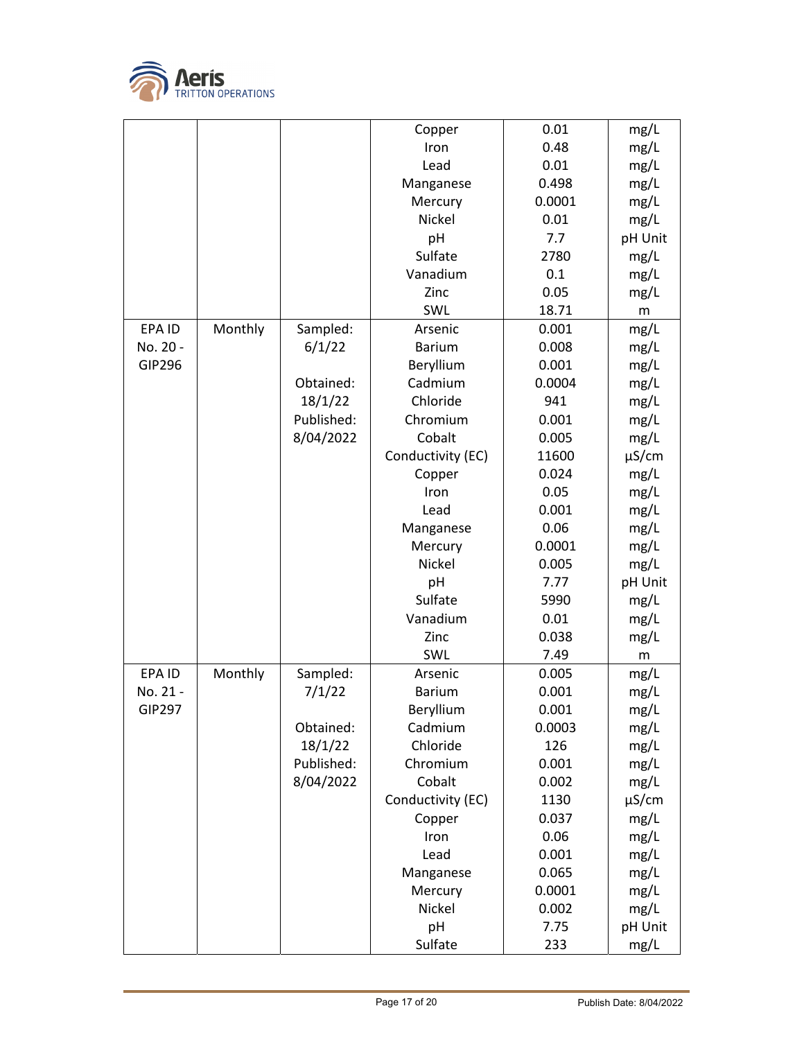| | | | Copper | 0.01 | mg/L |
|---|---|---|---|---|---|
| | | | Iron | 0.48 | mg/L |
| | | | Lead | 0.01 | mg/L |
| | | | Manganese | 0.498 | mg/L |
| | | | Mercury | 0.0001 | mg/L |
| | | | Nickel | 0.01 | mg/L |
| | | | pH | 7.7 | pH Unit |
| | | | Sulfate | 2780 | mg/L |
| | | | Vanadium | 0.1 | mg/L |
| | | | Zinc | 0.05 | mg/L |
| | | | SWL | 18.71 | m |
| EPA ID No. 20 - GIP296 | Monthly | Sampled: 6/1/22 | Arsenic | 0.001 | mg/L |
| | | | Barium | 0.008 | mg/L |
| | | | Beryllium | 0.001 | mg/L |
| | | Obtained: 18/1/22 | Cadmium | 0.0004 | mg/L |
| | | | Chloride | 941 | mg/L |
| | | Published: 8/04/2022 | Chromium | 0.001 | mg/L |
| | | | Cobalt | 0.005 | mg/L |
| | | | Conductivity (EC) | 11600 | µS/cm |
| | | | Copper | 0.024 | mg/L |
| | | | Iron | 0.05 | mg/L |
| | | | Lead | 0.001 | mg/L |
| | | | Manganese | 0.06 | mg/L |
| | | | Mercury | 0.0001 | mg/L |
| | | | Nickel | 0.005 | mg/L |
| | | | pH | 7.77 | pH Unit |
| | | | Sulfate | 5990 | mg/L |
| | | | Vanadium | 0.01 | mg/L |
| | | | Zinc | 0.038 | mg/L |
| | | | SWL | 7.49 | m |
| EPA ID No. 21 - GIP297 | Monthly | Sampled: 7/1/22 | Arsenic | 0.005 | mg/L |
| | | | Barium | 0.001 | mg/L |
| | | | Beryllium | 0.001 | mg/L |
| | | Obtained: 18/1/22 | Cadmium | 0.0003 | mg/L |
| | | | Chloride | 126 | mg/L |
| | | Published: 8/04/2022 | Chromium | 0.001 | mg/L |
| | | | Cobalt | 0.002 | mg/L |
| | | | Conductivity (EC) | 1130 | µS/cm |
| | | | Copper | 0.037 | mg/L |
| | | | Iron | 0.06 | mg/L |
| | | | Lead | 0.001 | mg/L |
| | | | Manganese | 0.065 | mg/L |
| | | | Mercury | 0.0001 | mg/L |
| | | | Nickel | 0.002 | mg/L |
| | | | pH | 7.75 | pH Unit |
| | | | Sulfate | 233 | mg/L |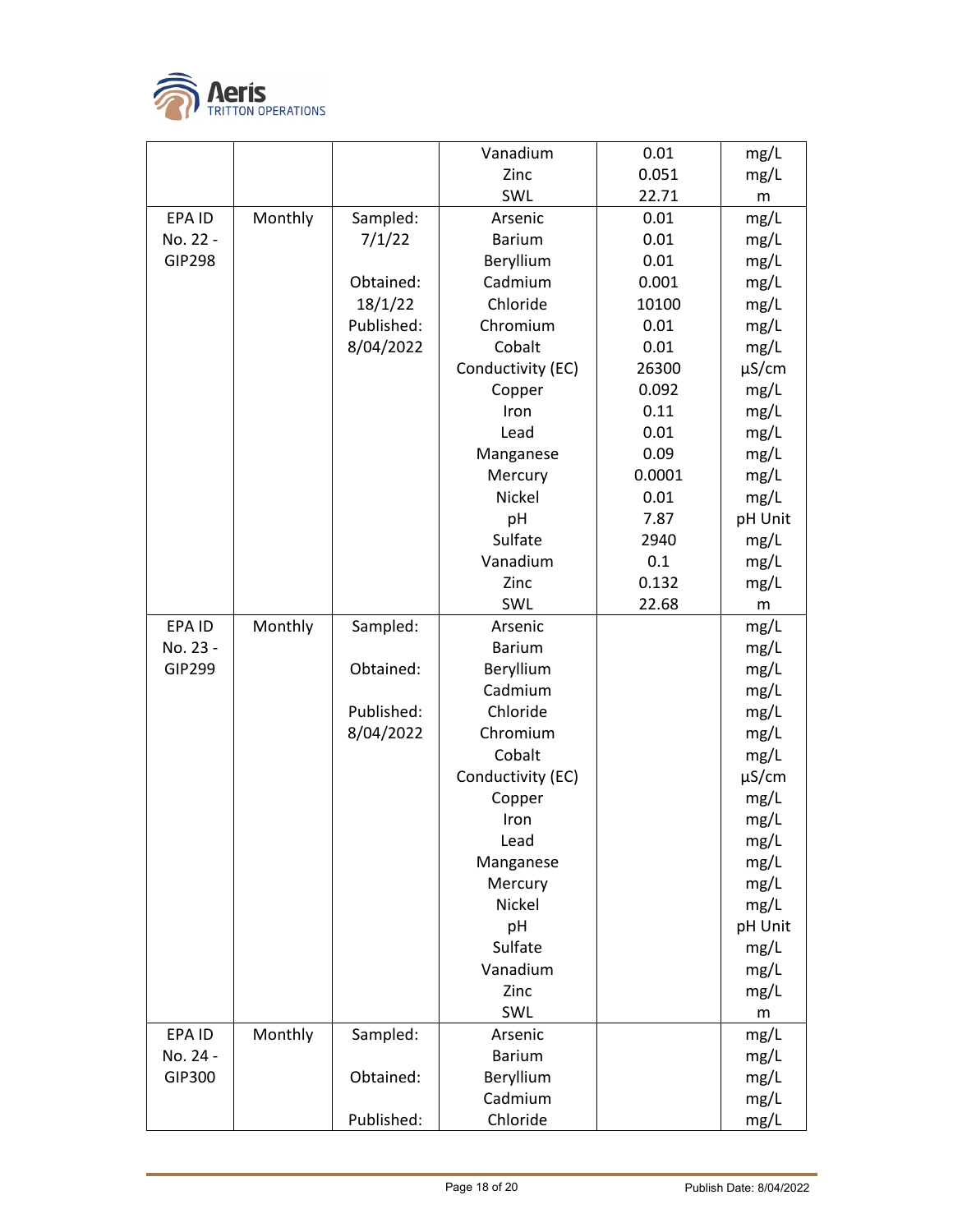| | | | Vanadium | 0.01 | mg/L |
|---|---|---|---|---|---|
| | | | Zinc | 0.051 | mg/L |
| | | | SWL | 22.71 | m |
| EPA ID No. 22 - GIP298 | Monthly | Sampled: 7/1/22 | Arsenic | 0.01 | mg/L |
| | | | Barium | 0.01 | mg/L |
| | | | Beryllium | 0.01 | mg/L |
| | | Obtained: 18/1/22 | Cadmium | 0.001 | mg/L |
| | | | Chloride | 10100 | mg/L |
| | | Published: 8/04/2022 | Chromium | 0.01 | mg/L |
| | | | Cobalt | 0.01 | mg/L |
| | | | Conductivity (EC) | 26300 | µS/cm |
| | | | Copper | 0.092 | mg/L |
| | | | Iron | 0.11 | mg/L |
| | | | Lead | 0.01 | mg/L |
| | | | Manganese | 0.09 | mg/L |
| | | | Mercury | 0.0001 | mg/L |
| | | | Nickel | 0.01 | mg/L |
| | | | pH | 7.87 | pH Unit |
| | | | Sulfate | 2940 | mg/L |
| | | | Vanadium | 0.1 | mg/L |
| | | | Zinc | 0.132 | mg/L |
| | | | SWL | 22.68 | m |
| EPA ID No. 23 - GIP299 | Monthly | Sampled: | Arsenic | | mg/L |
| | | | Barium | | mg/L |
| | | Obtained: | Beryllium | | mg/L |
| | | | Cadmium | | mg/L |
| | | Published: 8/04/2022 | Chloride | | mg/L |
| | | | Chromium | | mg/L |
| | | | Cobalt | | mg/L |
| | | | Conductivity (EC) | | µS/cm |
| | | | Copper | | mg/L |
| | | | Iron | | mg/L |
| | | | Lead | | mg/L |
| | | | Manganese | | mg/L |
| | | | Mercury | | mg/L |
| | | | Nickel | | mg/L |
| | | | pH | | pH Unit |
| | | | Sulfate | | mg/L |
| | | | Vanadium | | mg/L |
| | | | Zinc | | mg/L |
| | | | SWL | | m |
| EPA ID No. 24 - GIP300 | Monthly | Sampled: | Arsenic | | mg/L |
| | | | Barium | | mg/L |
| | | Obtained: | Beryllium | | mg/L |
| | | | Cadmium | | mg/L |
| | | Published: | Chloride | | mg/L |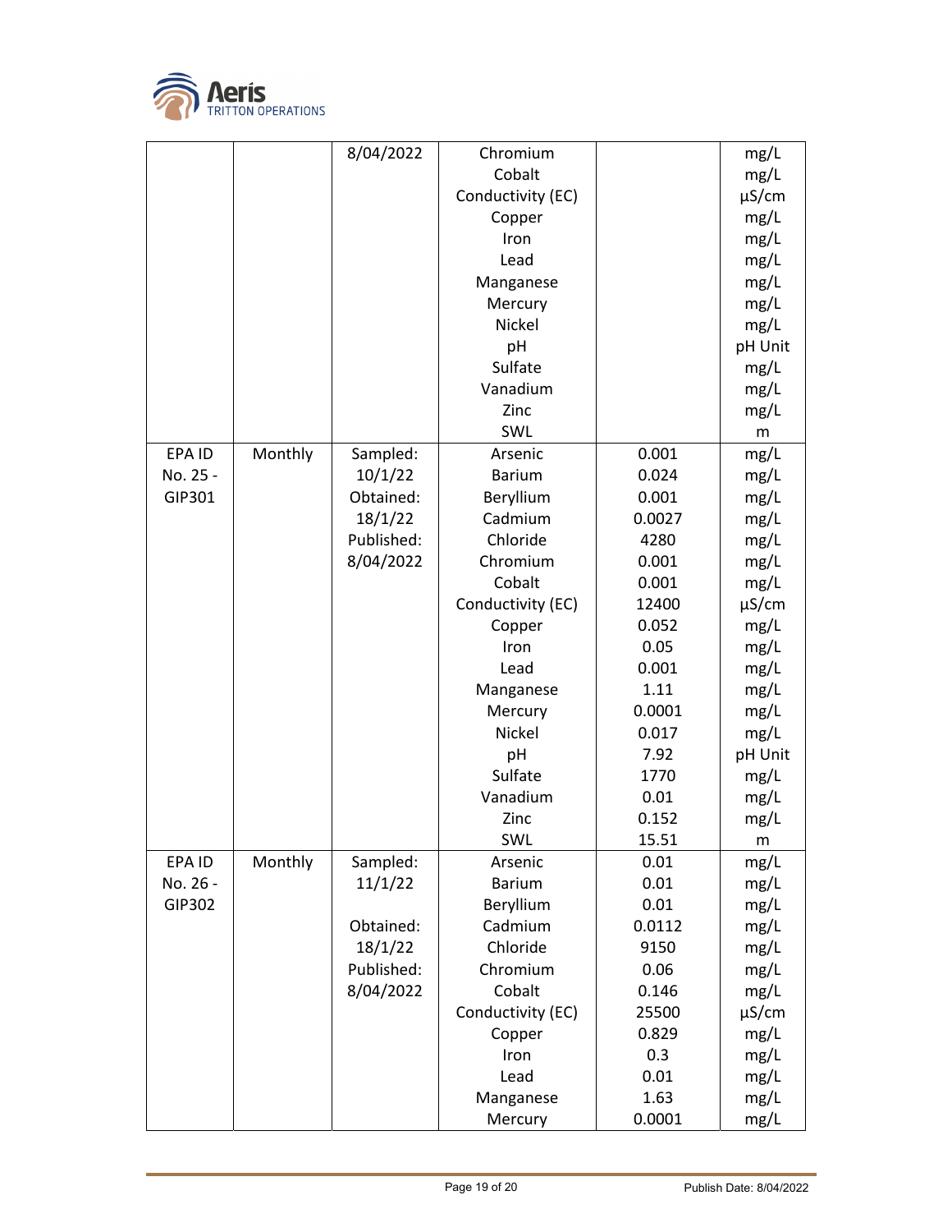| | | | | | |
|---|---|---|---|---|---|
| | | 8/04/2022 | Chromium<br>Cobalt<br>Conductivity (EC)<br>Copper<br>Iron<br>Lead<br>Manganese<br>Mercury<br>Nickel<br>pH<br>Sulfate<br>Vanadium<br>Zinc<br>SWL | | mg/L<br>mg/L<br>µS/cm<br>mg/L<br>mg/L<br>mg/L<br>mg/L<br>mg/L<br>mg/L<br>pH Unit<br>mg/L<br>mg/L<br>mg/L<br>m |
| EPA ID No. 25 - GIP301 | Monthly | Sampled: 10/1/22<br>Obtained: 18/1/22<br>Published: 8/04/2022 | Arsenic<br>Barium<br>Beryllium<br>Cadmium<br>Chloride<br>Chromium<br>Cobalt<br>Conductivity (EC)<br>Copper<br>Iron<br>Lead<br>Manganese<br>Mercury<br>Nickel<br>pH<br>Sulfate<br>Vanadium<br>Zinc<br>SWL | 0.001<br>0.024<br>0.001<br>0.0027<br>4280<br>0.001<br>0.001<br>12400<br>0.052<br>0.05<br>0.001<br>1.11<br>0.0001<br>0.017<br>7.92<br>1770<br>0.01<br>0.152<br>15.51 | mg/L<br>mg/L<br>mg/L<br>mg/L<br>mg/L<br>mg/L<br>mg/L<br>µS/cm<br>mg/L<br>mg/L<br>mg/L<br>mg/L<br>mg/L<br>mg/L<br>pH Unit<br>mg/L<br>mg/L<br>mg/L<br>m |
| EPA ID No. 26 - GIP302 | Monthly | Sampled: 11/1/22<br>Obtained: 18/1/22<br>Published: 8/04/2022 | Arsenic<br>Barium<br>Beryllium<br>Cadmium<br>Chloride<br>Chromium<br>Cobalt<br>Conductivity (EC)<br>Copper<br>Iron<br>Lead<br>Manganese<br>Mercury | 0.01<br>0.01<br>0.01<br>0.0112<br>9150<br>0.06<br>0.146<br>25500<br>0.829<br>0.3<br>0.01<br>1.63<br>0.0001 | mg/L<br>mg/L<br>mg/L<br>mg/L<br>mg/L<br>mg/L<br>mg/L<br>µS/cm<br>mg/L<br>mg/L<br>mg/L<br>mg/L<br>mg/L |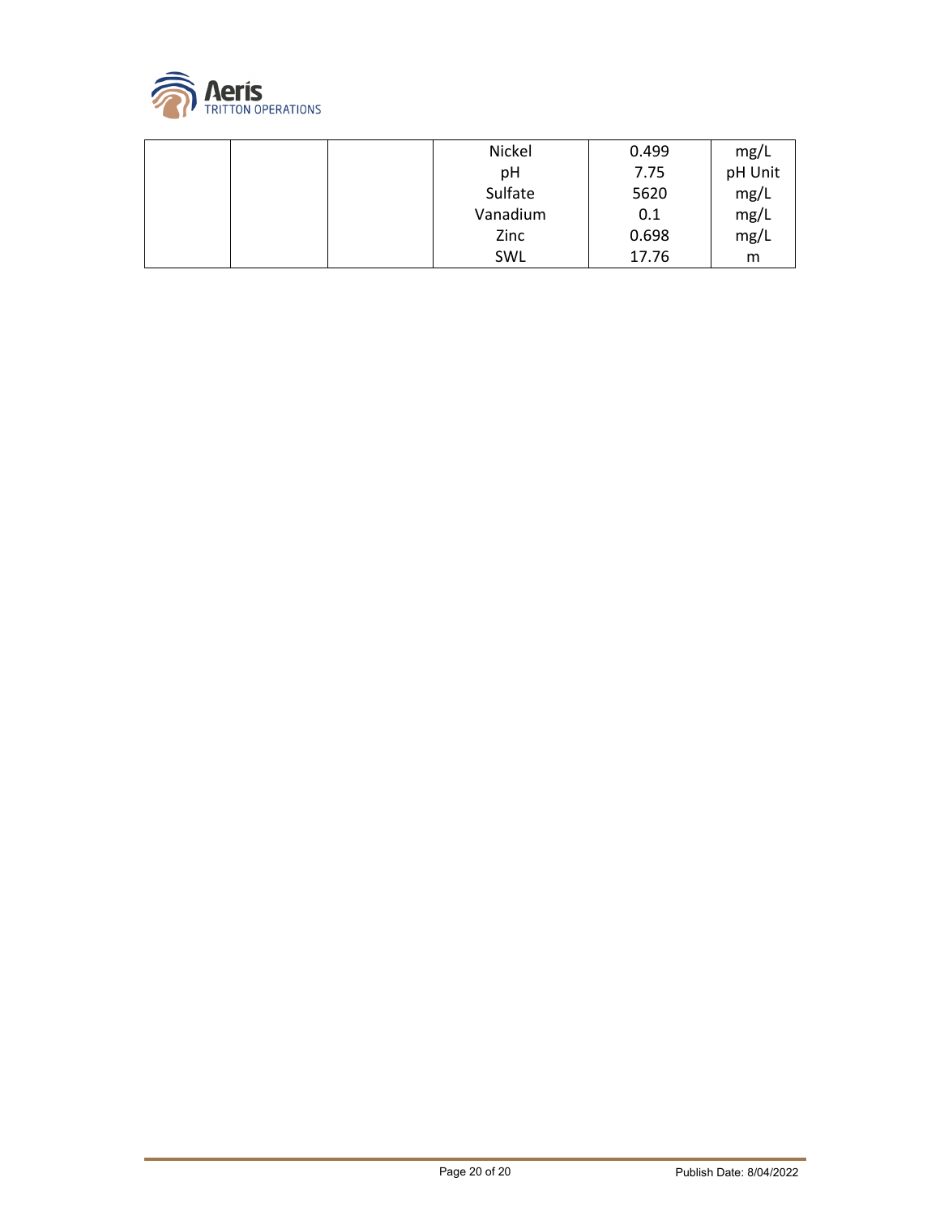| | | | | | |
|---|---|---|---|---|---|
| | | | Nickel | 0.499 | mg/L |
| | | | pH | 7.75 | pH Unit |
| | | | Sulfate | 5620 | mg/L |
| | | | Vanadium | 0.1 | mg/L |
| | | | Zinc | 0.698 | mg/L |
| | | | SWL | 17.76 | m |